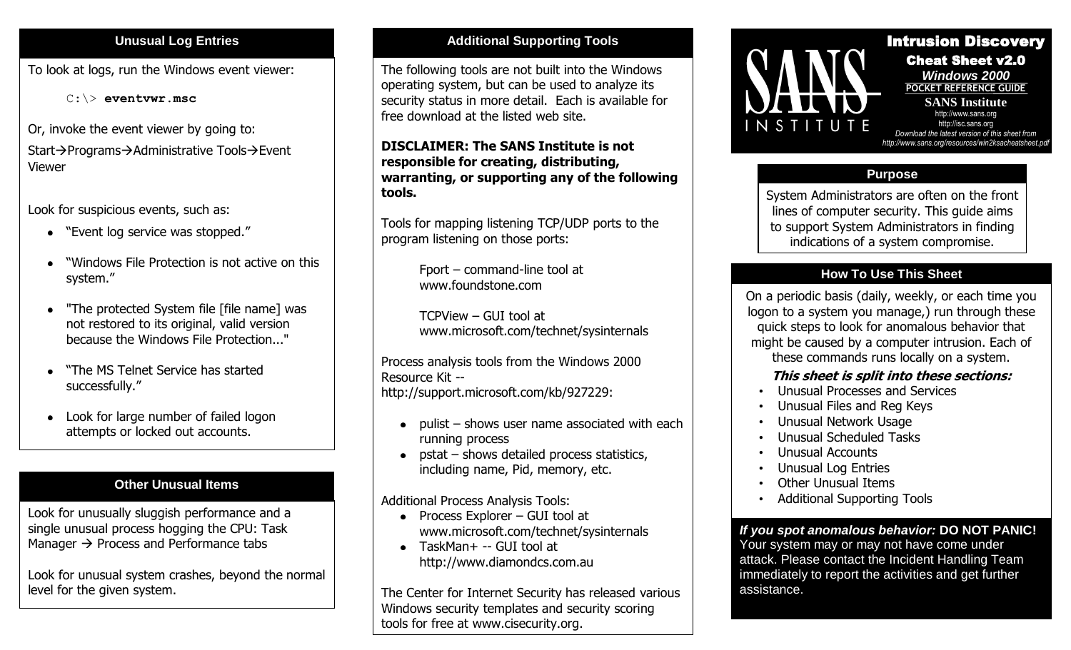## Unusual Log Entries

To look at logs, run the Windows event viewer:

```
C:\> eventvwr.msc
```

Or, invoke the event viewer by going to:

Start→Programs→Administrative Tools→Event Viewer

Look for suspicious events, such as:

- "Event log service was stopped."
- "Windows File Protection is not active on this system."
- "The protected System file [file name] was not restored to its original, valid version because the Windows File Protection..."
- "The MS Telnet Service has started successfully."
- Look for large number of failed logon attempts or locked out accounts.

## Other Unusual Items

Look for unusually sluggish performance and a single unusual process hogging the CPU: Task Manager → Process and Performance tabs

Look for unusual system crashes, beyond the normal level for the given system.

## Additional Supporting Tools

The following tools are not built into the Windows operating system, but can be used to analyze its security status in more detail. Each is available for free download at the listed web site.

**DISCLAIMER: The SANS Institute is not responsible for creating, distributing, warranting, or supporting any of the following tools.**

Tools for mapping listening TCP/UDP ports to the program listening on those ports:

Fport – command-line tool at www.foundstone.com

TCPView – GUI tool at www.microsoft.com/technet/sysinternals

Process analysis tools from the Windows 2000 Resource Kit -- http://support.microsoft.com/kb/927229:

- pulist – shows user name associated with each running process
- pstat – shows detailed process statistics, including name, Pid, memory, etc.

Additional Process Analysis Tools:

- Process Explorer – GUI tool at www.microsoft.com/technet/sysinternals
- TaskMan+ -- GUI tool at http://www.diamondcs.com.au

The Center for Internet Security has released various Windows security templates and security scoring tools for free at www.cisecurity.org.

# SANS INSTITUTE

# Intrusion Discovery Cheat Sheet v2.0

***Windows 2000***

**POCKET REFERENCE GUIDE**

**SANS Institute**

http://www.sans.org

http://isc.sans.org

*Download the latest version of this sheet from http://www.sans.org/resources/win2ksacheatsheet.pdf*

## Purpose

System Administrators are often on the front lines of computer security. This guide aims to support System Administrators in finding indications of a system compromise.

## How To Use This Sheet

On a periodic basis (daily, weekly, or each time you logon to a system you manage,) run through these quick steps to look for anomalous behavior that might be caused by a computer intrusion. Each of these commands runs locally on a system.

***This sheet is split into these sections:***

- Unusual Processes and Services
- Unusual Files and Reg Keys
- Unusual Network Usage
- Unusual Scheduled Tasks
- Unusual Accounts
- Unusual Log Entries
- Other Unusual Items
- Additional Supporting Tools

***If you spot anomalous behavior:*** **DO NOT PANIC!** Your system may or may not have come under attack. Please contact the Incident Handling Team immediately to report the activities and get further assistance.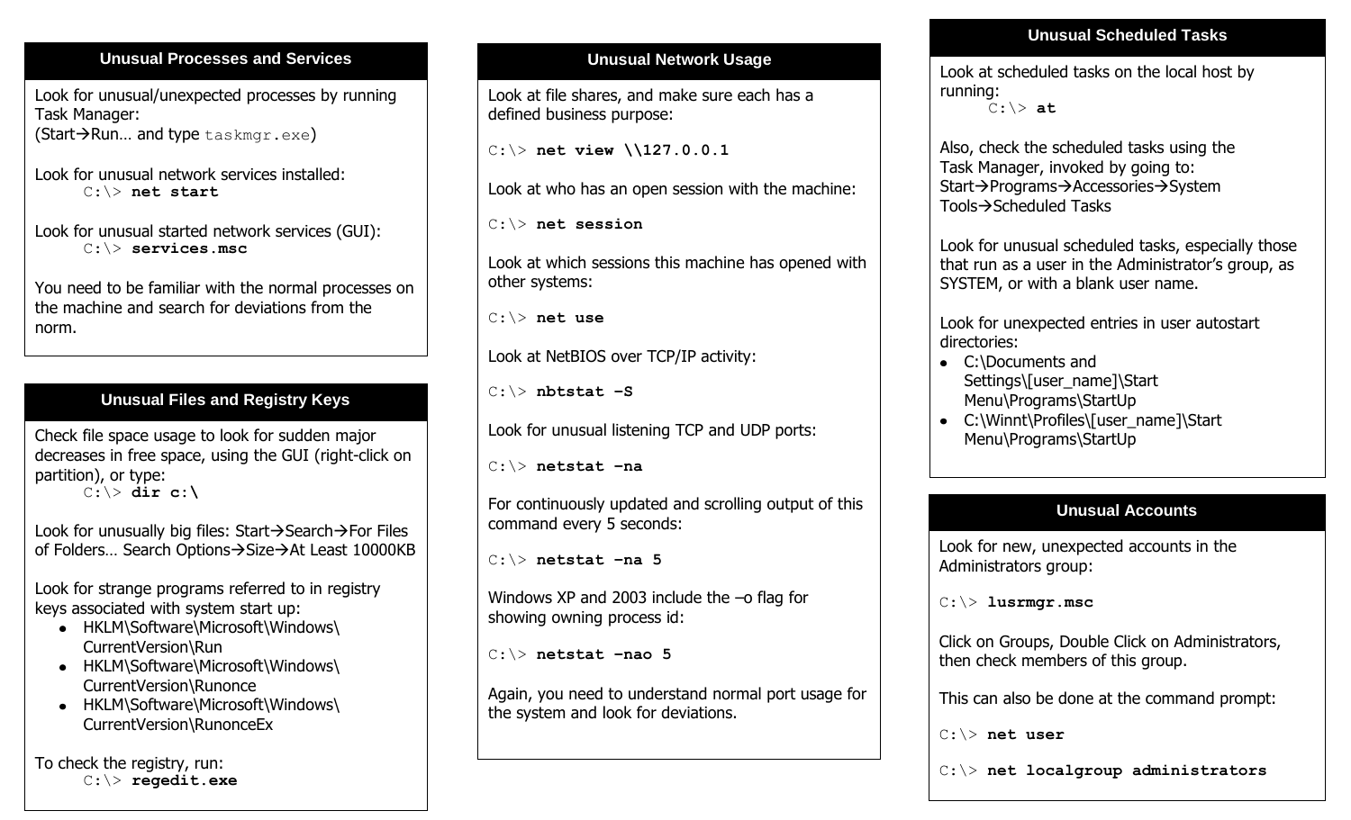## Unusual Processes and Services

Look for unusual/unexpected processes by running Task Manager:
(Start→Run… and type `taskmgr.exe`)

Look for unusual network services installed:

```
C:\> net start
```

Look for unusual started network services (GUI):

```
C:\> services.msc
```

You need to be familiar with the normal processes on the machine and search for deviations from the norm.

## Unusual Files and Registry Keys

Check file space usage to look for sudden major decreases in free space, using the GUI (right-click on partition), or type:

```
C:\> dir c:\
```

Look for unusually big files: Start→Search→For Files of Folders… Search Options→Size→At Least 10000KB

Look for strange programs referred to in registry keys associated with system start up:

- HKLM\Software\Microsoft\Windows\CurrentVersion\Run
- HKLM\Software\Microsoft\Windows\CurrentVersion\Runonce
- HKLM\Software\Microsoft\Windows\CurrentVersion\RunonceEx

To check the registry, run:

```
C:\> regedit.exe
```

## Unusual Network Usage

Look at file shares, and make sure each has a defined business purpose:

```
C:\> net view \\127.0.0.1
```

Look at who has an open session with the machine:

```
C:\> net session
```

Look at which sessions this machine has opened with other systems:

```
C:\> net use
```

Look at NetBIOS over TCP/IP activity:

```
C:\> nbtstat –S
```

Look for unusual listening TCP and UDP ports:

```
C:\> netstat –na
```

For continuously updated and scrolling output of this command every 5 seconds:

```
C:\> netstat –na 5
```

Windows XP and 2003 include the –o flag for showing owning process id:

```
C:\> netstat –nao 5
```

Again, you need to understand normal port usage for the system and look for deviations.

## Unusual Scheduled Tasks

Look at scheduled tasks on the local host by running:

```
C:\> at
```

Also, check the scheduled tasks using the Task Manager, invoked by going to: Start→Programs→Accessories→System Tools→Scheduled Tasks

Look for unusual scheduled tasks, especially those that run as a user in the Administrator's group, as SYSTEM, or with a blank user name.

Look for unexpected entries in user autostart directories:

- C:\Documents and Settings\[user_name]\Start Menu\Programs\StartUp
- C:\Winnt\Profiles\[user_name]\Start Menu\Programs\StartUp

## Unusual Accounts

Look for new, unexpected accounts in the Administrators group:

```
C:\> lusrmgr.msc
```

Click on Groups, Double Click on Administrators, then check members of this group.

This can also be done at the command prompt:

```
C:\> net user
```

```
C:\> net localgroup administrators
```